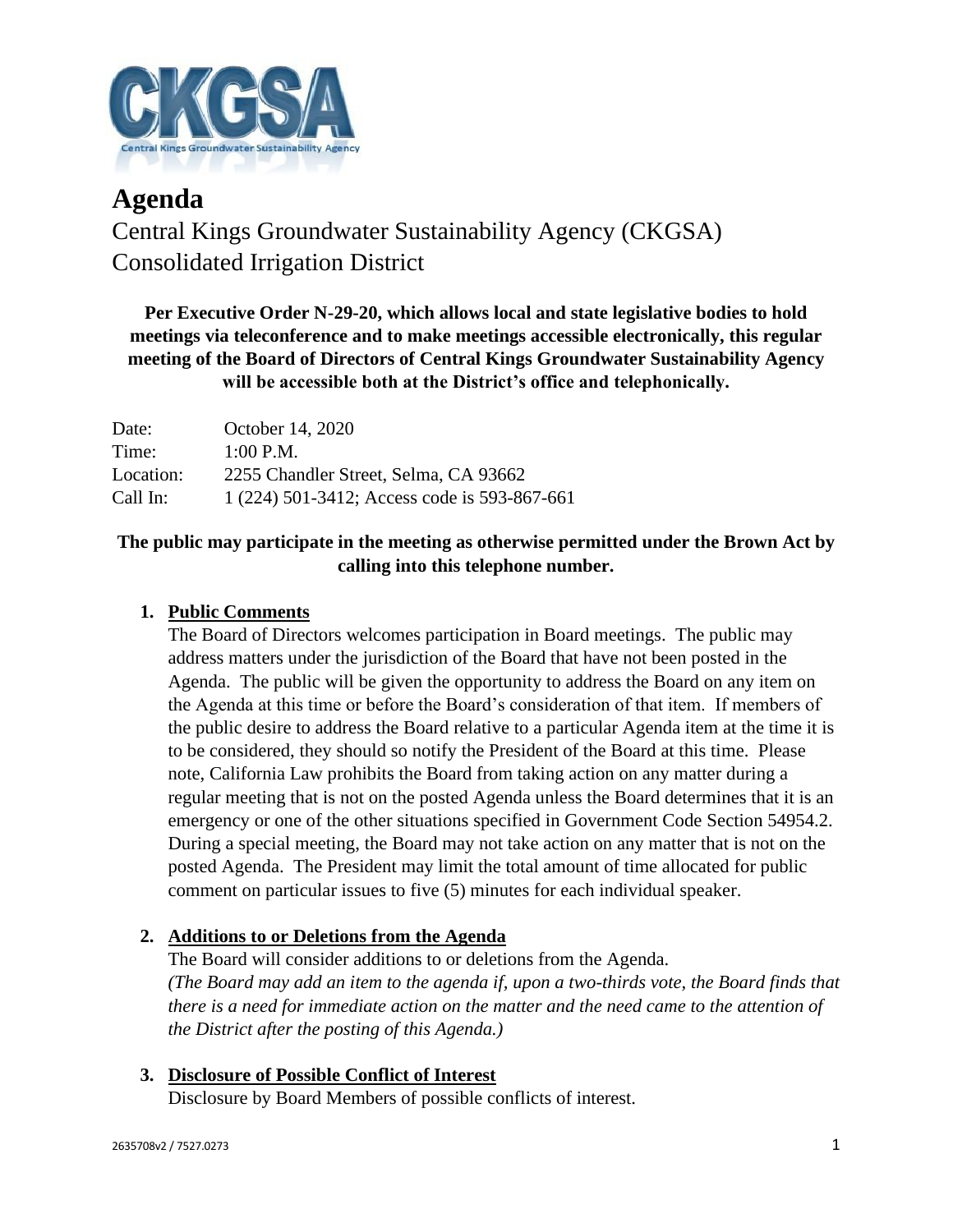# Agenda

## Central Kings Groundwater Sustainability Agency (CKGSA)
## Consolidated Irrigation District

**Per Executive Order N-29-20, which allows local and state legislative bodies to hold meetings via teleconference and to make meetings accessible electronically, this regular meeting of the Board of Directors of Central Kings Groundwater Sustainability Agency will be accessible both at the District's office and telephonically.**

| | |
|---|---|
| Date: | October 14, 2020 |
| Time: | 1:00 P.M. |
| Location: | 2255 Chandler Street, Selma, CA 93662 |
| Call In: | 1 (224) 501-3412; Access code is 593-867-661 |

**The public may participate in the meeting as otherwise permitted under the Brown Act by calling into this telephone number.**

1. **Public Comments**

   The Board of Directors welcomes participation in Board meetings. The public may address matters under the jurisdiction of the Board that have not been posted in the Agenda. The public will be given the opportunity to address the Board on any item on the Agenda at this time or before the Board's consideration of that item. If members of the public desire to address the Board relative to a particular Agenda item at the time it is to be considered, they should so notify the President of the Board at this time. Please note, California Law prohibits the Board from taking action on any matter during a regular meeting that is not on the posted Agenda unless the Board determines that it is an emergency or one of the other situations specified in Government Code Section 54954.2. During a special meeting, the Board may not take action on any matter that is not on the posted Agenda. The President may limit the total amount of time allocated for public comment on particular issues to five (5) minutes for each individual speaker.

2. **Additions to or Deletions from the Agenda**

   The Board will consider additions to or deletions from the Agenda.
   *(The Board may add an item to the agenda if, upon a two-thirds vote, the Board finds that there is a need for immediate action on the matter and the need came to the attention of the District after the posting of this Agenda.)*

3. **Disclosure of Possible Conflict of Interest**

   Disclosure by Board Members of possible conflicts of interest.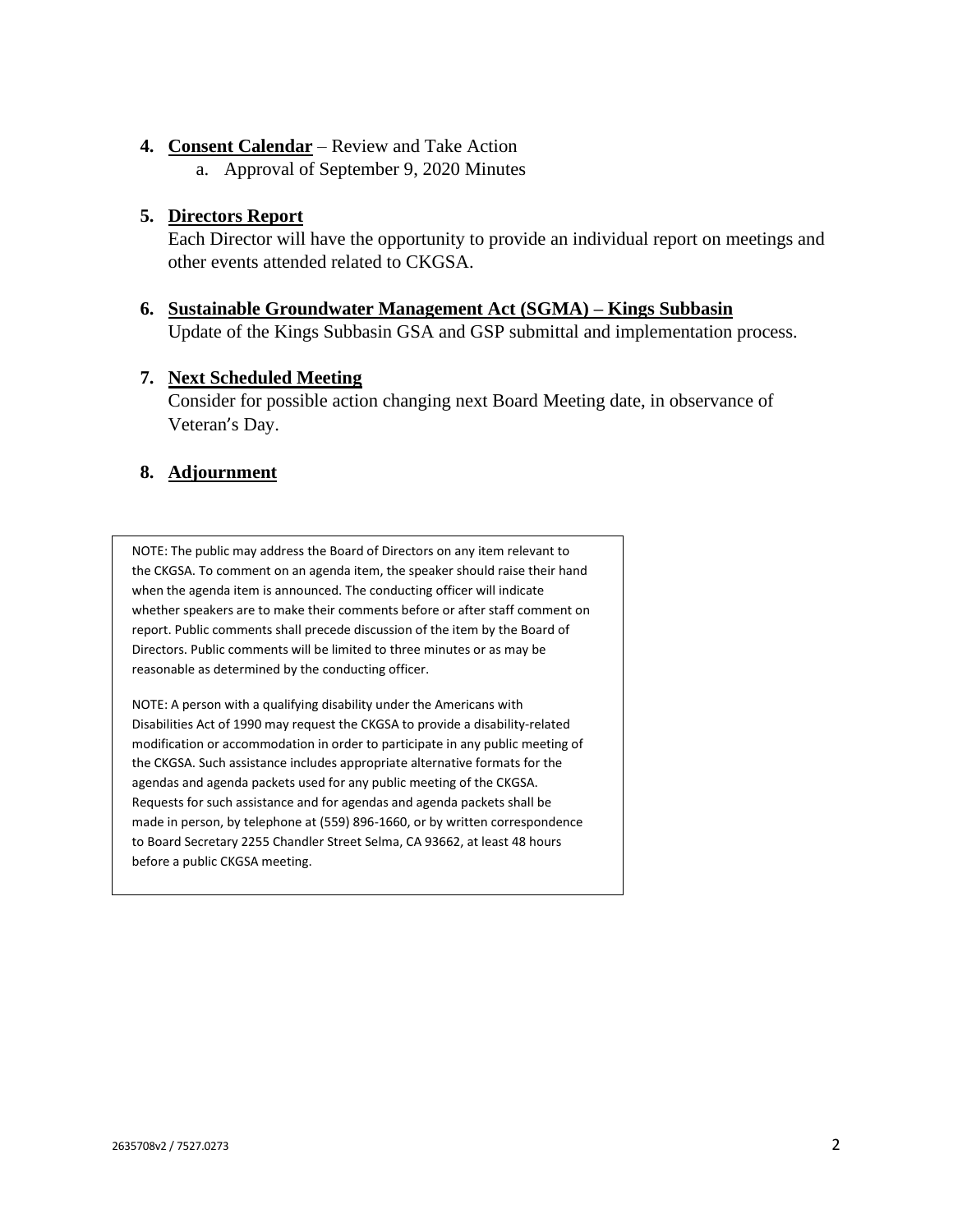4. **Consent Calendar** – Review and Take Action
   a. Approval of September 9, 2020 Minutes

5. **Directors Report**
   Each Director will have the opportunity to provide an individual report on meetings and other events attended related to CKGSA.

6. **Sustainable Groundwater Management Act (SGMA) – Kings Subbasin**
   Update of the Kings Subbasin GSA and GSP submittal and implementation process.

7. **Next Scheduled Meeting**
   Consider for possible action changing next Board Meeting date, in observance of Veteran's Day.

8. **Adjournment**

NOTE: The public may address the Board of Directors on any item relevant to the CKGSA. To comment on an agenda item, the speaker should raise their hand when the agenda item is announced. The conducting officer will indicate whether speakers are to make their comments before or after staff comment on report. Public comments shall precede discussion of the item by the Board of Directors. Public comments will be limited to three minutes or as may be reasonable as determined by the conducting officer.

NOTE: A person with a qualifying disability under the Americans with Disabilities Act of 1990 may request the CKGSA to provide a disability-related modification or accommodation in order to participate in any public meeting of the CKGSA. Such assistance includes appropriate alternative formats for the agendas and agenda packets used for any public meeting of the CKGSA. Requests for such assistance and for agendas and agenda packets shall be made in person, by telephone at (559) 896-1660, or by written correspondence to Board Secretary 2255 Chandler Street Selma, CA 93662, at least 48 hours before a public CKGSA meeting.

2635708v2 / 7527.0273